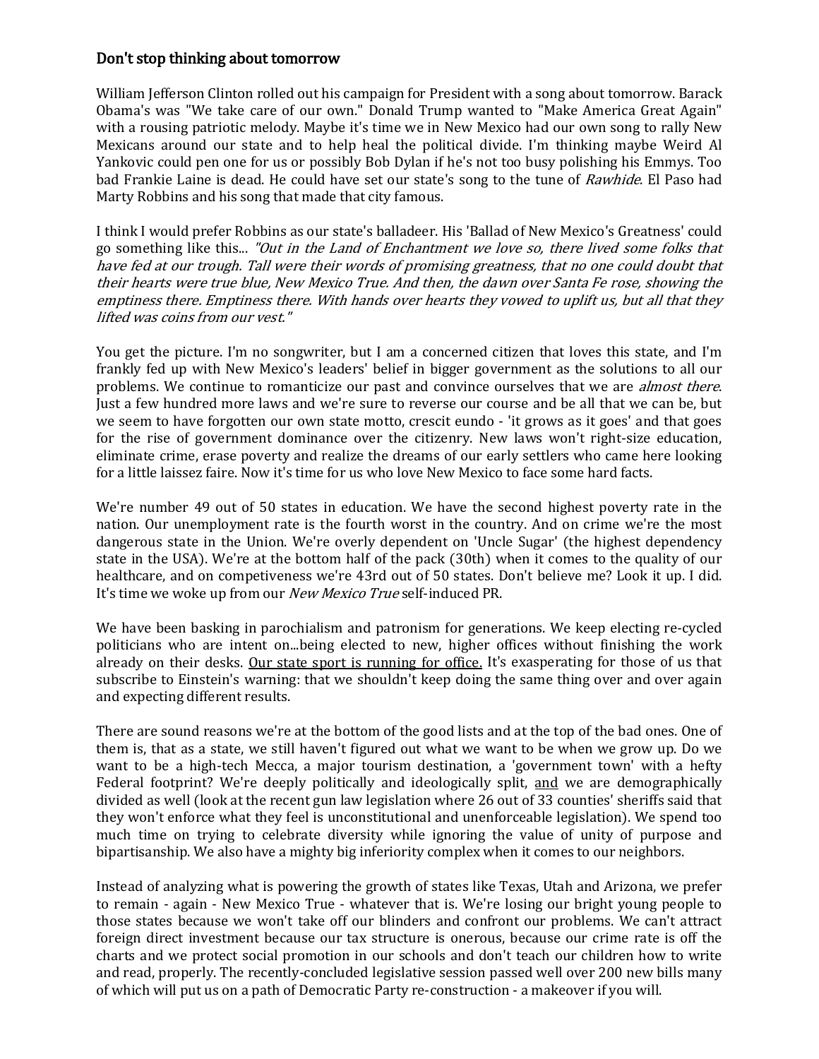## Don't stop thinking about tomorrow

William Jefferson Clinton rolled out his campaign for President with a song about tomorrow. Barack Obama's was "We take care of our own." Donald Trump wanted to "Make America Great Again" with a rousing patriotic melody. Maybe it's time we in New Mexico had our own song to rally New Mexicans around our state and to help heal the political divide. I'm thinking maybe Weird Al Yankovic could pen one for us or possibly Bob Dylan if he's not too busy polishing his Emmys. Too bad Frankie Laine is dead. He could have set our state's song to the tune of *Rawhide*. El Paso had Marty Robbins and his song that made that city famous.

I think I would prefer Robbins as our state's balladeer. His 'Ballad of New Mexico's Greatness' could go something like this... *"Out in the Land of Enchantment we love so, there lived some folks that have fed at our trough. Tall were their words of promising greatness, that no one could doubt that their hearts were true blue, New Mexico True. And then, the dawn over Santa Fe rose, showing the emptiness there. Emptiness there. With hands over hearts they vowed to uplift us, but all that they lifted was coins from our vest."*

You get the picture. I'm no songwriter, but I am a concerned citizen that loves this state, and I'm frankly fed up with New Mexico's leaders' belief in bigger government as the solutions to all our problems. We continue to romanticize our past and convince ourselves that we are *almost there*. Just a few hundred more laws and we're sure to reverse our course and be all that we can be, but we seem to have forgotten our own state motto, crescit eundo - 'it grows as it goes' and that goes for the rise of government dominance over the citizenry. New laws won't right-size education, eliminate crime, erase poverty and realize the dreams of our early settlers who came here looking for a little laissez faire. Now it's time for us who love New Mexico to face some hard facts.

We're number 49 out of 50 states in education. We have the second highest poverty rate in the nation. Our unemployment rate is the fourth worst in the country. And on crime we're the most dangerous state in the Union. We're overly dependent on 'Uncle Sugar' (the highest dependency state in the USA). We're at the bottom half of the pack (30th) when it comes to the quality of our healthcare, and on competiveness we're 43rd out of 50 states. Don't believe me? Look it up. I did. It's time we woke up from our *New Mexico True* self-induced PR.

We have been basking in parochialism and patronism for generations. We keep electing re-cycled politicians who are intent on...being elected to new, higher offices without finishing the work already on their desks. <u>Our state sport is running for office.</u> It's exasperating for those of us that subscribe to Einstein's warning: that we shouldn't keep doing the same thing over and over again and expecting different results.

There are sound reasons we're at the bottom of the good lists and at the top of the bad ones. One of them is, that as a state, we still haven't figured out what we want to be when we grow up. Do we want to be a high-tech Mecca, a major tourism destination, a 'government town' with a hefty Federal footprint? We're deeply politically and ideologically split, <u>and</u> we are demographically divided as well (look at the recent gun law legislation where 26 out of 33 counties' sheriffs said that they won't enforce what they feel is unconstitutional and unenforceable legislation). We spend too much time on trying to celebrate diversity while ignoring the value of unity of purpose and bipartisanship. We also have a mighty big inferiority complex when it comes to our neighbors.

Instead of analyzing what is powering the growth of states like Texas, Utah and Arizona, we prefer to remain - again - New Mexico True - whatever that is. We're losing our bright young people to those states because we won't take off our blinders and confront our problems. We can't attract foreign direct investment because our tax structure is onerous, because our crime rate is off the charts and we protect social promotion in our schools and don't teach our children how to write and read, properly. The recently-concluded legislative session passed well over 200 new bills many of which will put us on a path of Democratic Party re-construction - a makeover if you will.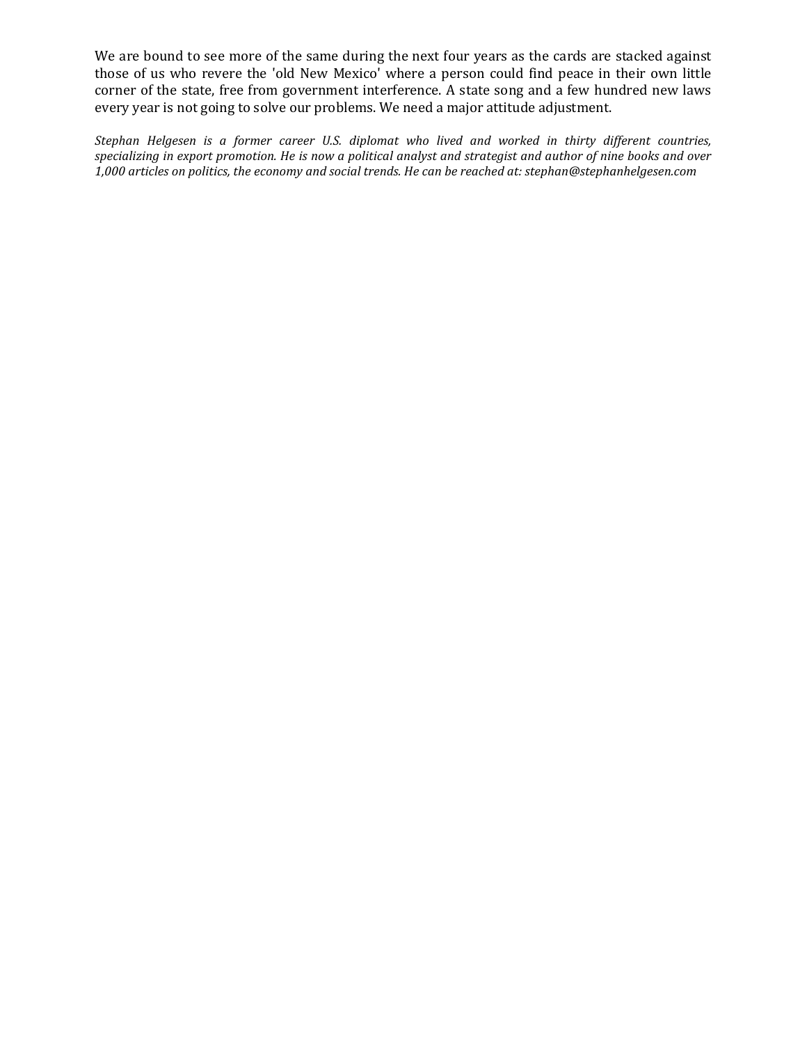We are bound to see more of the same during the next four years as the cards are stacked against those of us who revere the 'old New Mexico' where a person could find peace in their own little corner of the state, free from government interference. A state song and a few hundred new laws every year is not going to solve our problems. We need a major attitude adjustment.

*Stephan Helgesen is a former career U.S. diplomat who lived and worked in thirty different countries, specializing in export promotion. He is now a political analyst and strategist and author of nine books and over 1,000 articles on politics, the economy and social trends. He can be reached at: stephan@stephanhelgesen.com*